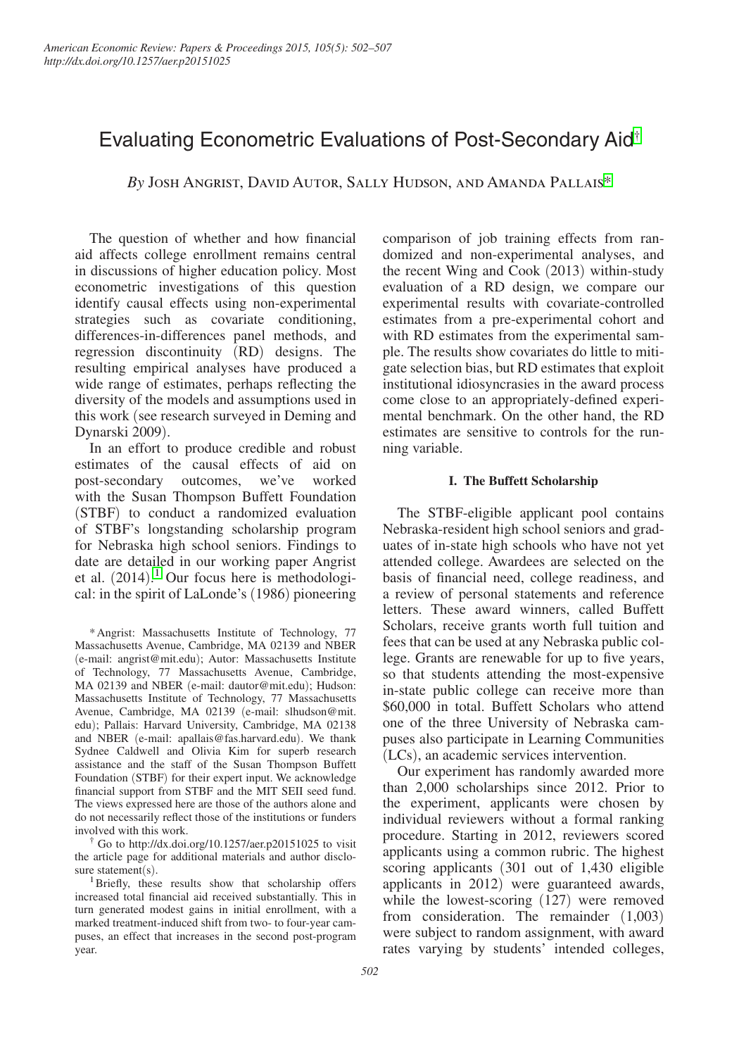# Evaluating Econometric Evaluations of Post-Secondary Aid[†]

*By* Josh Angrist, David Autor, Sally Hudson, and Amanda Pallais[*]

The question of whether and how financial aid affects college enrollment remains central in discussions of higher education policy. Most econometric investigations of this question identify causal effects using non-experimental strategies such as covariate conditioning, differences-in-differences panel methods, and regression discontinuity (RD) designs. The resulting empirical analyses have produced a wide range of estimates, perhaps reflecting the diversity of the models and assumptions used in this work (see research surveyed in Deming and Dynarski 2009).

In an effort to produce credible and robust estimates of the causal effects of aid on post-secondary outcomes, we've worked with the Susan Thompson Buffett Foundation (STBF) to conduct a randomized evaluation of STBF's longstanding scholarship program for Nebraska high school seniors. Findings to date are detailed in our working paper Angrist et al. (2014).[1] Our focus here is methodological: in the spirit of LaLonde's (1986) pioneering comparison of job training effects from randomized and non-experimental analyses, and the recent Wing and Cook (2013) within-study evaluation of a RD design, we compare our experimental results with covariate-controlled estimates from a pre-experimental cohort and with RD estimates from the experimental sample. The results show covariates do little to mitigate selection bias, but RD estimates that exploit institutional idiosyncrasies in the award process come close to an appropriately-defined experimental benchmark. On the other hand, the RD estimates are sensitive to controls for the running variable.

### I. The Buffett Scholarship

The STBF-eligible applicant pool contains Nebraska-resident high school seniors and graduates of in-state high schools who have not yet attended college. Awardees are selected on the basis of financial need, college readiness, and a review of personal statements and reference letters. These award winners, called Buffett Scholars, receive grants worth full tuition and fees that can be used at any Nebraska public college. Grants are renewable for up to five years, so that students attending the most-expensive in-state public college can receive more than \$60,000 in total. Buffett Scholars who attend one of the three University of Nebraska campuses also participate in Learning Communities (LCs), an academic services intervention.

Our experiment has randomly awarded more than 2,000 scholarships since 2012. Prior to the experiment, applicants were chosen by individual reviewers without a formal ranking procedure. Starting in 2012, reviewers scored applicants using a common rubric. The highest scoring applicants (301 out of 1,430 eligible applicants in 2012) were guaranteed awards, while the lowest-scoring (127) were removed from consideration. The remainder (1,003) were subject to random assignment, with award rates varying by students' intended colleges,

---

[*] Angrist: Massachusetts Institute of Technology, 77 Massachusetts Avenue, Cambridge, MA 02139 and NBER (e-mail: angrist@mit.edu); Autor: Massachusetts Institute of Technology, 77 Massachusetts Avenue, Cambridge, MA 02139 and NBER (e-mail: dautor@mit.edu); Hudson: Massachusetts Institute of Technology, 77 Massachusetts Avenue, Cambridge, MA 02139 (e-mail: slhudson@mit.edu); Pallais: Harvard University, Cambridge, MA 02138 and NBER (e-mail: apallais@fas.harvard.edu). We thank Sydnee Caldwell and Olivia Kim for superb research assistance and the staff of the Susan Thompson Buffett Foundation (STBF) for their expert input. We acknowledge financial support from STBF and the MIT SEII seed fund. The views expressed here are those of the authors alone and do not necessarily reflect those of the institutions or funders involved with this work.

[†] Go to http://dx.doi.org/10.1257/aer.p20151025 to visit the article page for additional materials and author disclosure statement(s).

[1] Briefly, these results show that scholarship offers increased total financial aid received substantially. This in turn generated modest gains in initial enrollment, with a marked treatment-induced shift from two- to four-year campuses, an effect that increases in the second post-program year.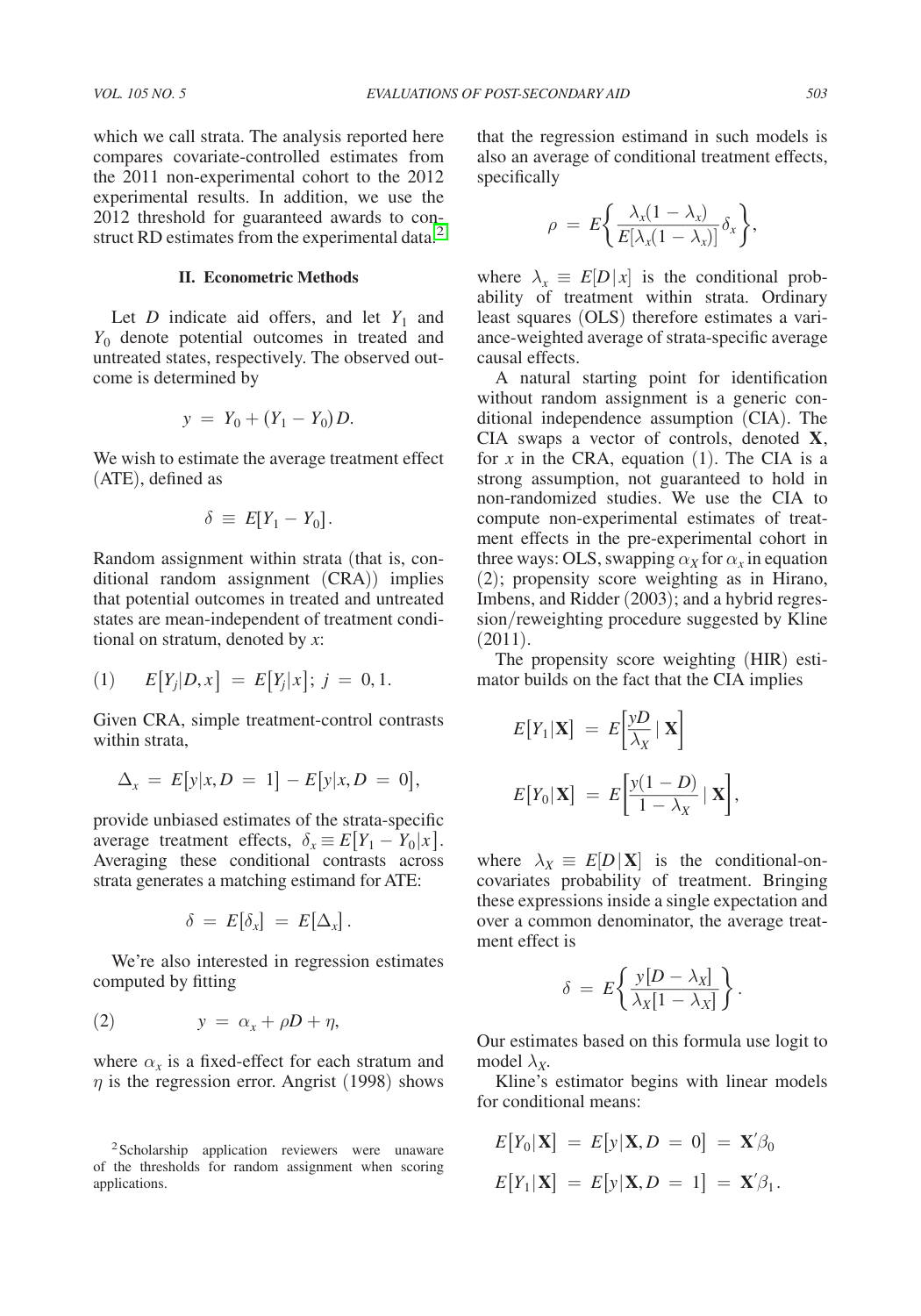which we call strata. The analysis reported here compares covariate-controlled estimates from the 2011 non-experimental cohort to the 2012 experimental results. In addition, we use the 2012 threshold for guaranteed awards to construct RD estimates from the experimental data.[2]

## II. Econometric Methods

Let $D$ indicate aid offers, and let $Y_1$ and $Y_0$ denote potential outcomes in treated and untreated states, respectively. The observed outcome is determined by

$$y = Y_0 + (Y_1 - Y_0)D.$$

We wish to estimate the average treatment effect (ATE), defined as

$$\delta \equiv E[Y_1 - Y_0].$$

Random assignment within strata (that is, conditional random assignment (CRA)) implies that potential outcomes in treated and untreated states are mean-independent of treatment conditional on stratum, denoted by $x$:

$$(1) \qquad E[Y_j | D, x] = E[Y_j | x];\ j = 0, 1.$$

Given CRA, simple treatment-control contrasts within strata,

$$\Delta_x = E[y | x, D = 1] - E[y | x, D = 0],$$

provide unbiased estimates of the strata-specific average treatment effects, $\delta_x \equiv E[Y_1 - Y_0 | x]$. Averaging these conditional contrasts across strata generates a matching estimand for ATE:

$$\delta = E[\delta_x] = E[\Delta_x].$$

We're also interested in regression estimates computed by fitting

$$(2) \qquad y = \alpha_x + \rho D + \eta,$$

where $\alpha_x$ is a fixed-effect for each stratum and $\eta$ is the regression error. Angrist (1998) shows that the regression estimand in such models is also an average of conditional treatment effects, specifically

$$\rho = E\left\{\frac{\lambda_x(1 - \lambda_x)}{E[\lambda_x(1 - \lambda_x)]}\delta_x\right\},$$

where $\lambda_x \equiv E[D | x]$ is the conditional probability of treatment within strata. Ordinary least squares (OLS) therefore estimates a variance-weighted average of strata-specific average causal effects.

A natural starting point for identification without random assignment is a generic conditional independence assumption (CIA). The CIA swaps a vector of controls, denoted $\mathbf{X}$, for $x$ in the CRA, equation (1). The CIA is a strong assumption, not guaranteed to hold in non-randomized studies. We use the CIA to compute non-experimental estimates of treatment effects in the pre-experimental cohort in three ways: OLS, swapping $\alpha_X$ for $\alpha_x$ in equation (2); propensity score weighting as in Hirano, Imbens, and Ridder (2003); and a hybrid regression/reweighting procedure suggested by Kline (2011).

The propensity score weighting (HIR) estimator builds on the fact that the CIA implies

$$E[Y_1 | \mathbf{X}] = E\left[\frac{yD}{\lambda_X} \,|\, \mathbf{X}\right]$$

$$E[Y_0 | \mathbf{X}] = E\left[\frac{y(1 - D)}{1 - \lambda_X} \,|\, \mathbf{X}\right],$$

where $\lambda_X \equiv E[D | \mathbf{X}]$ is the conditional-on-covariates probability of treatment. Bringing these expressions inside a single expectation and over a common denominator, the average treatment effect is

$$\delta = E\left\{\frac{y[D - \lambda_X]}{\lambda_X[1 - \lambda_X]}\right\}.$$

Our estimates based on this formula use logit to model $\lambda_X$.

Kline's estimator begins with linear models for conditional means:

$$E[Y_0 | \mathbf{X}] = E[y | \mathbf{X}, D = 0] = \mathbf{X}'\beta_0$$

$$E[Y_1 | \mathbf{X}] = E[y | \mathbf{X}, D = 1] = \mathbf{X}'\beta_1.$$

[2] Scholarship application reviewers were unaware of the thresholds for random assignment when scoring applications.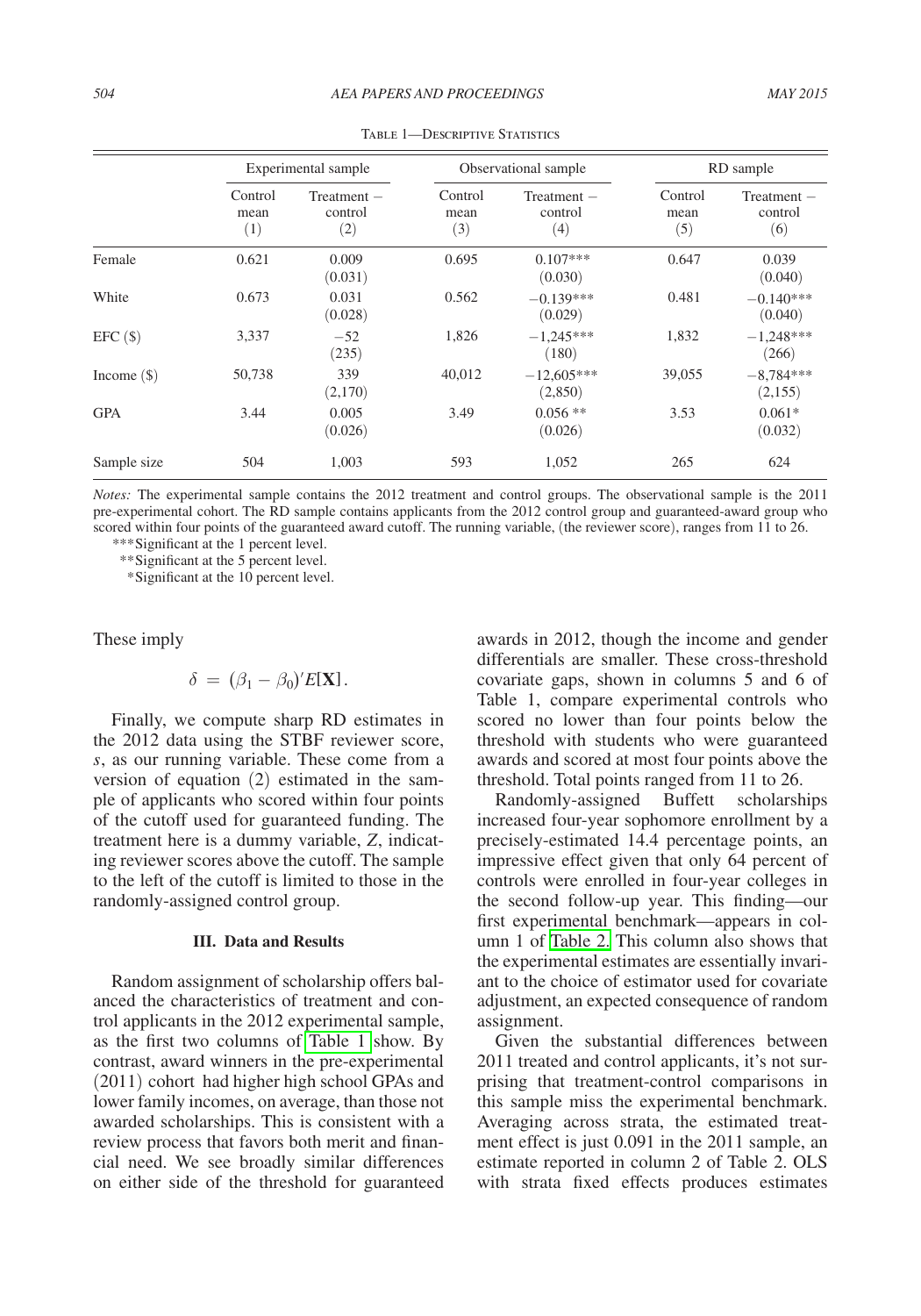Table 1—Descriptive Statistics

| | Experimental sample | | Observational sample | | RD sample | |
|---|---|---|---|---|---|---|
| | Control mean (1) | Treatment − control (2) | Control mean (3) | Treatment − control (4) | Control mean (5) | Treatment − control (6) |
| Female | 0.621 | 0.009 (0.031) | 0.695 | 0.107*** (0.030) | 0.647 | 0.039 (0.040) |
| White | 0.673 | 0.031 (0.028) | 0.562 | −0.139*** (0.029) | 0.481 | −0.140*** (0.040) |
| EFC ($) | 3,337 | −52 (235) | 1,826 | −1,245*** (180) | 1,832 | −1,248*** (266) |
| Income ($) | 50,738 | 339 (2,170) | 40,012 | −12,605*** (2,850) | 39,055 | −8,784*** (2,155) |
| GPA | 3.44 | 0.005 (0.026) | 3.49 | 0.056 ** (0.026) | 3.53 | 0.061* (0.032) |
| Sample size | 504 | 1,003 | 593 | 1,052 | 265 | 624 |

*Notes:* The experimental sample contains the 2012 treatment and control groups. The observational sample is the 2011 pre-experimental cohort. The RD sample contains applicants from the 2012 control group and guaranteed-award group who scored within four points of the guaranteed award cutoff. The running variable, (the reviewer score), ranges from 11 to 26.

***Significant at the 1 percent level.

**Significant at the 5 percent level.

*Significant at the 10 percent level.

These imply

$$\delta = (\beta_1 - \beta_0)' E[\mathbf{X}].$$

Finally, we compute sharp RD estimates in the 2012 data using the STBF reviewer score, $s$, as our running variable. These come from a version of equation (2) estimated in the sample of applicants who scored within four points of the cutoff used for guaranteed funding. The treatment here is a dummy variable, $Z$, indicating reviewer scores above the cutoff. The sample to the left of the cutoff is limited to those in the randomly-assigned control group.

### III. Data and Results

Random assignment of scholarship offers balanced the characteristics of treatment and control applicants in the 2012 experimental sample, as the first two columns of Table 1 show. By contrast, award winners in the pre-experimental (2011) cohort had higher high school GPAs and lower family incomes, on average, than those not awarded scholarships. This is consistent with a review process that favors both merit and financial need. We see broadly similar differences on either side of the threshold for guaranteed awards in 2012, though the income and gender differentials are smaller. These cross-threshold covariate gaps, shown in columns 5 and 6 of Table 1, compare experimental controls who scored no lower than four points below the threshold with students who were guaranteed awards and scored at most four points above the threshold. Total points ranged from 11 to 26.

Randomly-assigned Buffett scholarships increased four-year sophomore enrollment by a precisely-estimated 14.4 percentage points, an impressive effect given that only 64 percent of controls were enrolled in four-year colleges in the second follow-up year. This finding—our first experimental benchmark—appears in column 1 of Table 2. This column also shows that the experimental estimates are essentially invariant to the choice of estimator used for covariate adjustment, an expected consequence of random assignment.

Given the substantial differences between 2011 treated and control applicants, it's not surprising that treatment-control comparisons in this sample miss the experimental benchmark. Averaging across strata, the estimated treatment effect is just 0.091 in the 2011 sample, an estimate reported in column 2 of Table 2. OLS with strata fixed effects produces estimates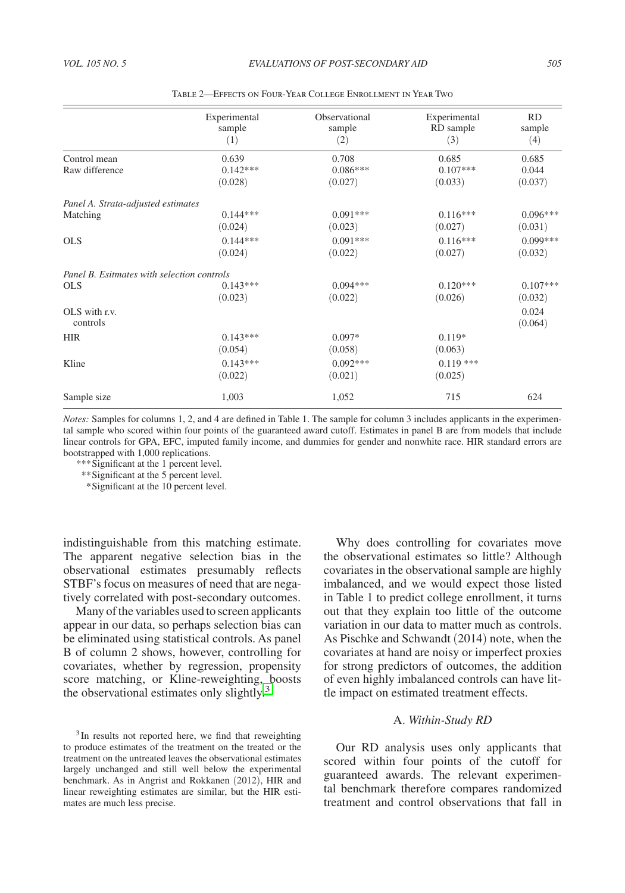Table 2—Effects on Four-Year College Enrollment in Year Two

| | Experimental sample (1) | Observational sample (2) | Experimental RD sample (3) | RD sample (4) |
|---|---|---|---|---|
| Control mean | 0.639 | 0.708 | 0.685 | 0.685 |
| Raw difference | 0.142*** | 0.086*** | 0.107*** | 0.044 |
| | (0.028) | (0.027) | (0.033) | (0.037) |
| *Panel A. Strata-adjusted estimates* | | | | |
| Matching | 0.144*** | 0.091*** | 0.116*** | 0.096*** |
| | (0.024) | (0.023) | (0.027) | (0.031) |
| OLS | 0.144*** | 0.091*** | 0.116*** | 0.099*** |
| | (0.024) | (0.022) | (0.027) | (0.032) |
| *Panel B. Esitmates with selection controls* | | | | |
| OLS | 0.143*** | 0.094*** | 0.120*** | 0.107*** |
| | (0.023) | (0.022) | (0.026) | (0.032) |
| OLS with r.v. controls | | | | 0.024 |
| | | | | (0.064) |
| HIR | 0.143*** | 0.097* | 0.119* | |
| | (0.054) | (0.058) | (0.063) | |
| Kline | 0.143*** | 0.092*** | 0.119 *** | |
| | (0.022) | (0.021) | (0.025) | |
| Sample size | 1,003 | 1,052 | 715 | 624 |

*Notes:* Samples for columns 1, 2, and 4 are defined in Table 1. The sample for column 3 includes applicants in the experimental sample who scored within four points of the guaranteed award cutoff. Estimates in panel B are from models that include linear controls for GPA, EFC, imputed family income, and dummies for gender and nonwhite race. HIR standard errors are bootstrapped with 1,000 replications.

***Significant at the 1 percent level.
**Significant at the 5 percent level.
*Significant at the 10 percent level.

indistinguishable from this matching estimate. The apparent negative selection bias in the observational estimates presumably reflects STBF's focus on measures of need that are negatively correlated with post-secondary outcomes.

Many of the variables used to screen applicants appear in our data, so perhaps selection bias can be eliminated using statistical controls. As panel B of column 2 shows, however, controlling for covariates, whether by regression, propensity score matching, or Kline-reweighting, boosts the observational estimates only slightly.[3]

[3] In results not reported here, we find that reweighting to produce estimates of the treatment on the treated or the treatment on the untreated leaves the observational estimates largely unchanged and still well below the experimental benchmark. As in Angrist and Rokkanen (2012), HIR and linear reweighting estimates are similar, but the HIR estimates are much less precise.

Why does controlling for covariates move the observational estimates so little? Although covariates in the observational sample are highly imbalanced, and we would expect those listed in Table 1 to predict college enrollment, it turns out that they explain too little of the outcome variation in our data to matter much as controls. As Pischke and Schwandt (2014) note, when the covariates at hand are noisy or imperfect proxies for strong predictors of outcomes, the addition of even highly imbalanced controls can have little impact on estimated treatment effects.

### A. *Within-Study RD*

Our RD analysis uses only applicants that scored within four points of the cutoff for guaranteed awards. The relevant experimental benchmark therefore compares randomized treatment and control observations that fall in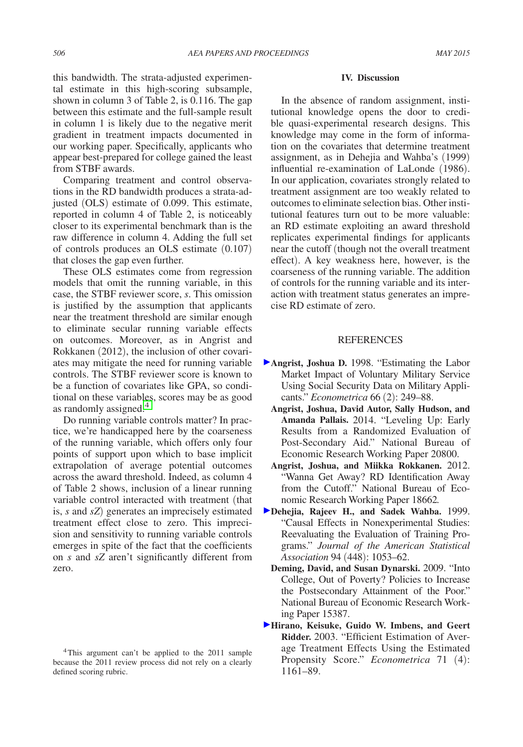this bandwidth. The strata-adjusted experimental estimate in this high-scoring subsample, shown in column 3 of Table 2, is 0.116. The gap between this estimate and the full-sample result in column 1 is likely due to the negative merit gradient in treatment impacts documented in our working paper. Specifically, applicants who appear best-prepared for college gained the least from STBF awards.

Comparing treatment and control observations in the RD bandwidth produces a strata-adjusted (OLS) estimate of 0.099. This estimate, reported in column 4 of Table 2, is noticeably closer to its experimental benchmark than is the raw difference in column 4. Adding the full set of controls produces an OLS estimate (0.107) that closes the gap even further.

These OLS estimates come from regression models that omit the running variable, in this case, the STBF reviewer score, *s*. This omission is justified by the assumption that applicants near the treatment threshold are similar enough to eliminate secular running variable effects on outcomes. Moreover, as in Angrist and Rokkanen (2012), the inclusion of other covariates may mitigate the need for running variable controls. The STBF reviewer score is known to be a function of covariates like GPA, so conditional on these variables, scores may be as good as randomly assigned.[4]

Do running variable controls matter? In practice, we're handicapped here by the coarseness of the running variable, which offers only four points of support upon which to base implicit extrapolation of average potential outcomes across the award threshold. Indeed, as column 4 of Table 2 shows, inclusion of a linear running variable control interacted with treatment (that is, *s* and *sZ*) generates an imprecisely estimated treatment effect close to zero. This imprecision and sensitivity to running variable controls emerges in spite of the fact that the coefficients on *s* and *sZ* aren't significantly different from zero.

[4] This argument can't be applied to the 2011 sample because the 2011 review process did not rely on a clearly defined scoring rubric.

## IV. Discussion

In the absence of random assignment, institutional knowledge opens the door to credible quasi-experimental research designs. This knowledge may come in the form of information on the covariates that determine treatment assignment, as in Dehejia and Wahba's (1999) influential re-examination of LaLonde (1986). In our application, covariates strongly related to treatment assignment are too weakly related to outcomes to eliminate selection bias. Other institutional features turn out to be more valuable: an RD estimate exploiting an award threshold replicates experimental findings for applicants near the cutoff (though not the overall treatment effect). A key weakness here, however, is the coarseness of the running variable. The addition of controls for the running variable and its interaction with treatment status generates an imprecise RD estimate of zero.

## REFERENCES

**Angrist, Joshua D.** 1998. "Estimating the Labor Market Impact of Voluntary Military Service Using Social Security Data on Military Applicants." *Econometrica* 66 (2): 249–88.

**Angrist, Joshua, David Autor, Sally Hudson, and Amanda Pallais.** 2014. "Leveling Up: Early Results from a Randomized Evaluation of Post-Secondary Aid." National Bureau of Economic Research Working Paper 20800.

**Angrist, Joshua, and Miikka Rokkanen.** 2012. "Wanna Get Away? RD Identification Away from the Cutoff." National Bureau of Economic Research Working Paper 18662.

**Dehejia, Rajeev H., and Sadek Wahba.** 1999. "Causal Effects in Nonexperimental Studies: Reevaluating the Evaluation of Training Programs." *Journal of the American Statistical Association* 94 (448): 1053–62.

**Deming, David, and Susan Dynarski.** 2009. "Into College, Out of Poverty? Policies to Increase the Postsecondary Attainment of the Poor." National Bureau of Economic Research Working Paper 15387.

**Hirano, Keisuke, Guido W. Imbens, and Geert Ridder.** 2003. "Efficient Estimation of Average Treatment Effects Using the Estimated Propensity Score." *Econometrica* 71 (4): 1161–89.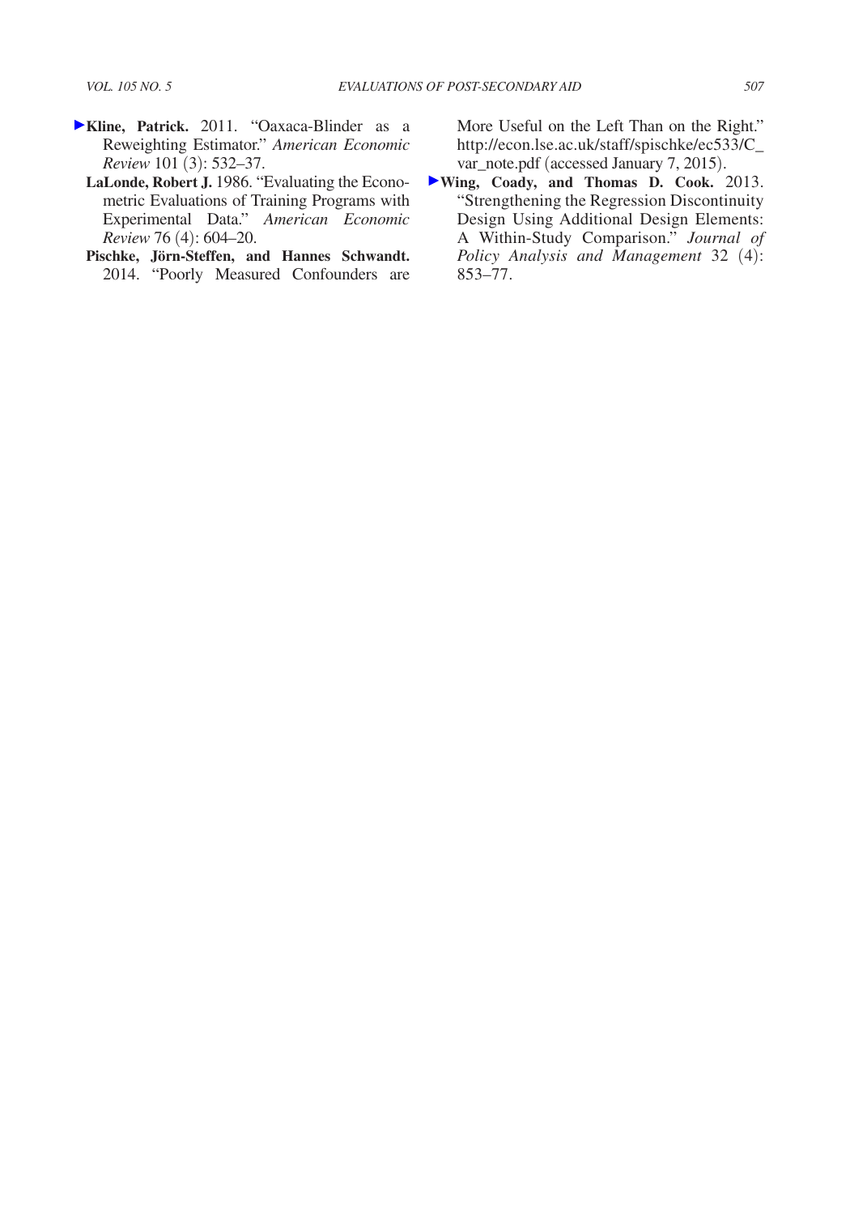**Kline, Patrick.** 2011. "Oaxaca-Blinder as a Reweighting Estimator." *American Economic Review* 101 (3): 532–37.

**LaLonde, Robert J.** 1986. "Evaluating the Econometric Evaluations of Training Programs with Experimental Data." *American Economic Review* 76 (4): 604–20.

**Pischke, Jörn-Steffen, and Hannes Schwandt.** 2014. "Poorly Measured Confounders are More Useful on the Left Than on the Right." http://econ.lse.ac.uk/staff/spischke/ec533/C_var_note.pdf (accessed January 7, 2015).

**Wing, Coady, and Thomas D. Cook.** 2013. "Strengthening the Regression Discontinuity Design Using Additional Design Elements: A Within-Study Comparison." *Journal of Policy Analysis and Management* 32 (4): 853–77.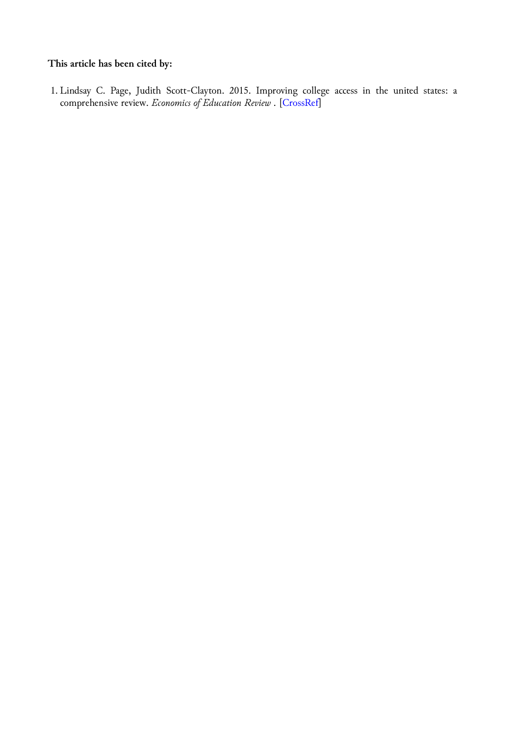**This article has been cited by:**

1. Lindsay C. Page, Judith Scott-Clayton. 2015. Improving college access in the united states: a comprehensive review. *Economics of Education Review* . [CrossRef]